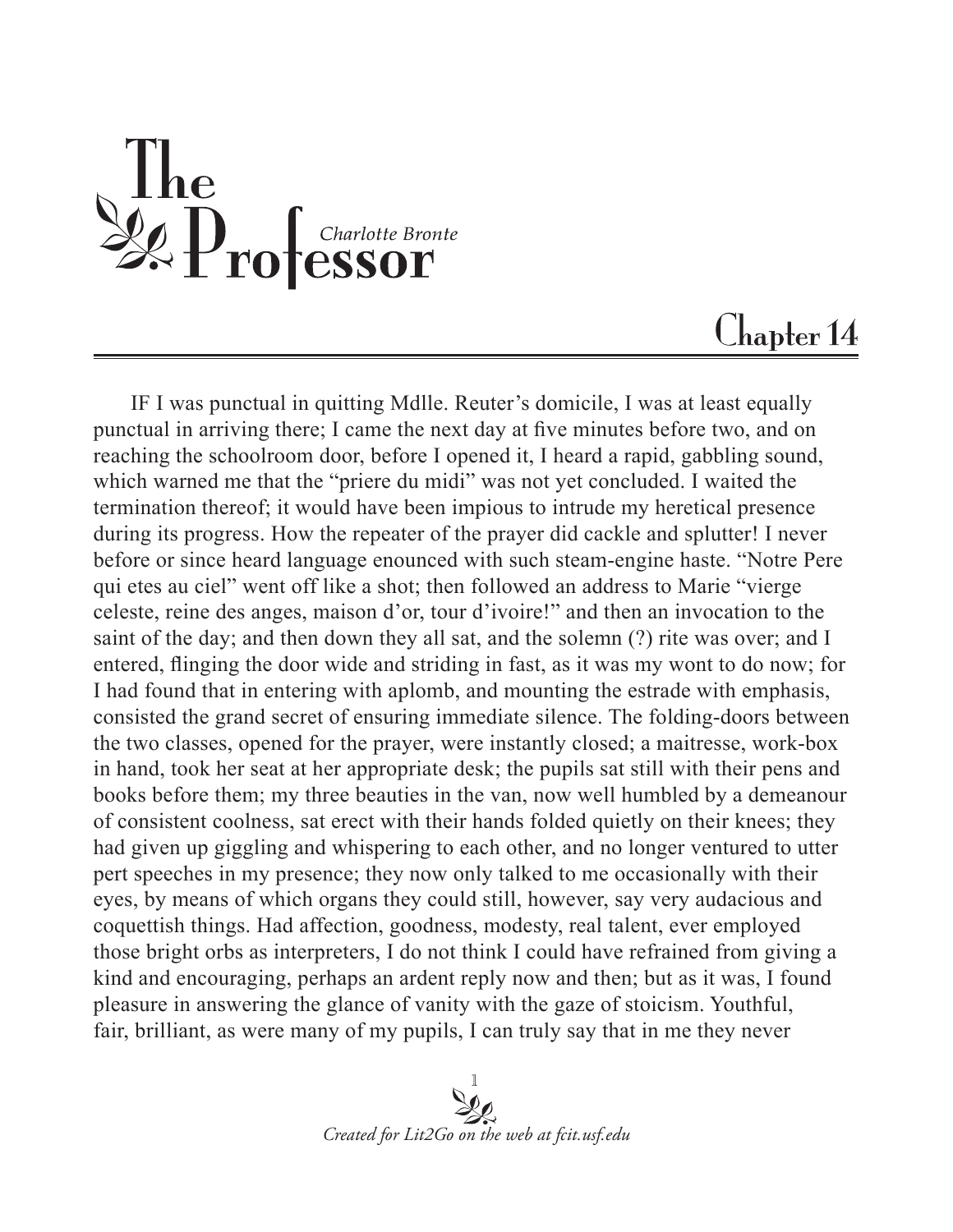# The Professor

*Charlotte Bronte*

## Chapter 14

IF I was punctual in quitting Mdlle. Reuter's domicile, I was at least equally punctual in arriving there; I came the next day at five minutes before two, and on reaching the schoolroom door, before I opened it, I heard a rapid, gabbling sound, which warned me that the "priere du midi" was not yet concluded. I waited the termination thereof; it would have been impious to intrude my heretical presence during its progress. How the repeater of the prayer did cackle and splutter! I never before or since heard language enounced with such steam-engine haste. "Notre Pere qui etes au ciel" went off like a shot; then followed an address to Marie "vierge celeste, reine des anges, maison d'or, tour d'ivoire!" and then an invocation to the saint of the day; and then down they all sat, and the solemn (?) rite was over; and I entered, flinging the door wide and striding in fast, as it was my wont to do now; for I had found that in entering with aplomb, and mounting the estrade with emphasis, consisted the grand secret of ensuring immediate silence. The folding-doors between the two classes, opened for the prayer, were instantly closed; a maitresse, work-box in hand, took her seat at her appropriate desk; the pupils sat still with their pens and books before them; my three beauties in the van, now well humbled by a demeanour of consistent coolness, sat erect with their hands folded quietly on their knees; they had given up giggling and whispering to each other, and no longer ventured to utter pert speeches in my presence; they now only talked to me occasionally with their eyes, by means of which organs they could still, however, say very audacious and coquettish things. Had affection, goodness, modesty, real talent, ever employed those bright orbs as interpreters, I do not think I could have refrained from giving a kind and encouraging, perhaps an ardent reply now and then; but as it was, I found pleasure in answering the glance of vanity with the gaze of stoicism. Youthful, fair, brilliant, as were many of my pupils, I can truly say that in me they never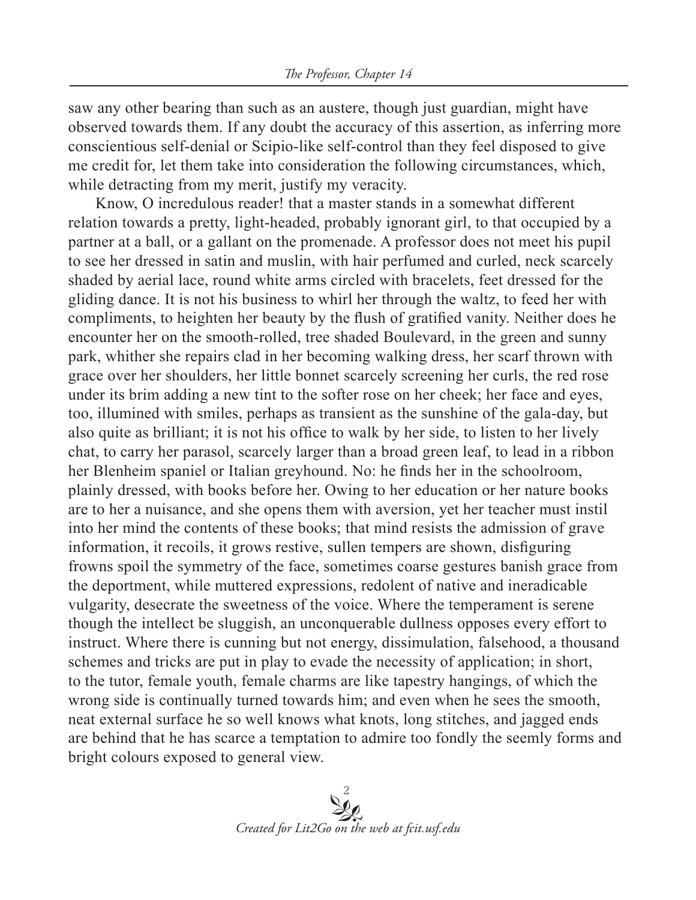saw any other bearing than such as an austere, though just guardian, might have observed towards them. If any doubt the accuracy of this assertion, as inferring more conscientious self-denial or Scipio-like self-control than they feel disposed to give me credit for, let them take into consideration the following circumstances, which, while detracting from my merit, justify my veracity.

Know, O incredulous reader! that a master stands in a somewhat different relation towards a pretty, light-headed, probably ignorant girl, to that occupied by a partner at a ball, or a gallant on the promenade. A professor does not meet his pupil to see her dressed in satin and muslin, with hair perfumed and curled, neck scarcely shaded by aerial lace, round white arms circled with bracelets, feet dressed for the gliding dance. It is not his business to whirl her through the waltz, to feed her with compliments, to heighten her beauty by the flush of gratified vanity. Neither does he encounter her on the smooth-rolled, tree shaded Boulevard, in the green and sunny park, whither she repairs clad in her becoming walking dress, her scarf thrown with grace over her shoulders, her little bonnet scarcely screening her curls, the red rose under its brim adding a new tint to the softer rose on her cheek; her face and eyes, too, illumined with smiles, perhaps as transient as the sunshine of the gala-day, but also quite as brilliant; it is not his office to walk by her side, to listen to her lively chat, to carry her parasol, scarcely larger than a broad green leaf, to lead in a ribbon her Blenheim spaniel or Italian greyhound. No: he finds her in the schoolroom, plainly dressed, with books before her. Owing to her education or her nature books are to her a nuisance, and she opens them with aversion, yet her teacher must instil into her mind the contents of these books; that mind resists the admission of grave information, it recoils, it grows restive, sullen tempers are shown, disfiguring frowns spoil the symmetry of the face, sometimes coarse gestures banish grace from the deportment, while muttered expressions, redolent of native and ineradicable vulgarity, desecrate the sweetness of the voice. Where the temperament is serene though the intellect be sluggish, an unconquerable dullness opposes every effort to instruct. Where there is cunning but not energy, dissimulation, falsehood, a thousand schemes and tricks are put in play to evade the necessity of application; in short, to the tutor, female youth, female charms are like tapestry hangings, of which the wrong side is continually turned towards him; and even when he sees the smooth, neat external surface he so well knows what knots, long stitches, and jagged ends are behind that he has scarce a temptation to admire too fondly the seemly forms and bright colours exposed to general view.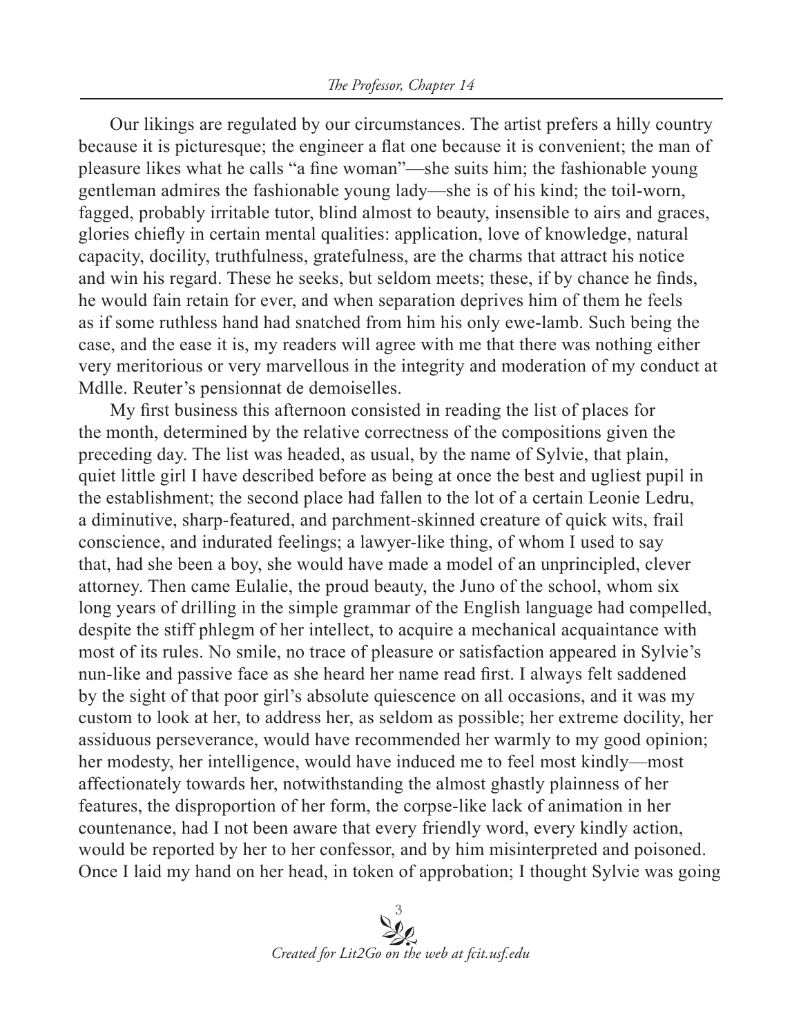Our likings are regulated by our circumstances. The artist prefers a hilly country because it is picturesque; the engineer a flat one because it is convenient; the man of pleasure likes what he calls "a fine woman"—she suits him; the fashionable young gentleman admires the fashionable young lady—she is of his kind; the toil-worn, fagged, probably irritable tutor, blind almost to beauty, insensible to airs and graces, glories chiefly in certain mental qualities: application, love of knowledge, natural capacity, docility, truthfulness, gratefulness, are the charms that attract his notice and win his regard. These he seeks, but seldom meets; these, if by chance he finds, he would fain retain for ever, and when separation deprives him of them he feels as if some ruthless hand had snatched from him his only ewe-lamb. Such being the case, and the ease it is, my readers will agree with me that there was nothing either very meritorious or very marvellous in the integrity and moderation of my conduct at Mdlle. Reuter's pensionnat de demoiselles.

My first business this afternoon consisted in reading the list of places for the month, determined by the relative correctness of the compositions given the preceding day. The list was headed, as usual, by the name of Sylvie, that plain, quiet little girl I have described before as being at once the best and ugliest pupil in the establishment; the second place had fallen to the lot of a certain Leonie Ledru, a diminutive, sharp-featured, and parchment-skinned creature of quick wits, frail conscience, and indurated feelings; a lawyer-like thing, of whom I used to say that, had she been a boy, she would have made a model of an unprincipled, clever attorney. Then came Eulalie, the proud beauty, the Juno of the school, whom six long years of drilling in the simple grammar of the English language had compelled, despite the stiff phlegm of her intellect, to acquire a mechanical acquaintance with most of its rules. No smile, no trace of pleasure or satisfaction appeared in Sylvie's nun-like and passive face as she heard her name read first. I always felt saddened by the sight of that poor girl's absolute quiescence on all occasions, and it was my custom to look at her, to address her, as seldom as possible; her extreme docility, her assiduous perseverance, would have recommended her warmly to my good opinion; her modesty, her intelligence, would have induced me to feel most kindly—most affectionately towards her, notwithstanding the almost ghastly plainness of her features, the disproportion of her form, the corpse-like lack of animation in her countenance, had I not been aware that every friendly word, every kindly action, would be reported by her to her confessor, and by him misinterpreted and poisoned. Once I laid my hand on her head, in token of approbation; I thought Sylvie was going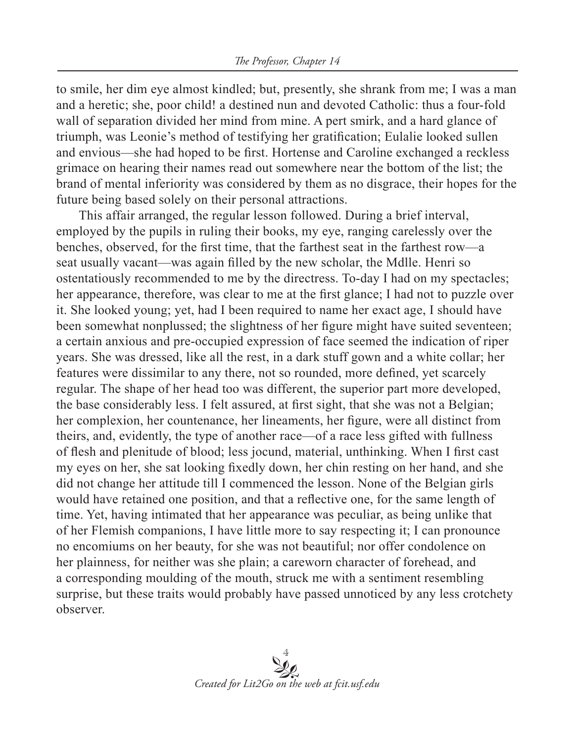to smile, her dim eye almost kindled; but, presently, she shrank from me; I was a man and a heretic; she, poor child! a destined nun and devoted Catholic: thus a four-fold wall of separation divided her mind from mine. A pert smirk, and a hard glance of triumph, was Leonie's method of testifying her gratification; Eulalie looked sullen and envious—she had hoped to be first. Hortense and Caroline exchanged a reckless grimace on hearing their names read out somewhere near the bottom of the list; the brand of mental inferiority was considered by them as no disgrace, their hopes for the future being based solely on their personal attractions.

This affair arranged, the regular lesson followed. During a brief interval, employed by the pupils in ruling their books, my eye, ranging carelessly over the benches, observed, for the first time, that the farthest seat in the farthest row—a seat usually vacant—was again filled by the new scholar, the Mdlle. Henri so ostentatiously recommended to me by the directress. To-day I had on my spectacles; her appearance, therefore, was clear to me at the first glance; I had not to puzzle over it. She looked young; yet, had I been required to name her exact age, I should have been somewhat nonplussed; the slightness of her figure might have suited seventeen; a certain anxious and pre-occupied expression of face seemed the indication of riper years. She was dressed, like all the rest, in a dark stuff gown and a white collar; her features were dissimilar to any there, not so rounded, more defined, yet scarcely regular. The shape of her head too was different, the superior part more developed, the base considerably less. I felt assured, at first sight, that she was not a Belgian; her complexion, her countenance, her lineaments, her figure, were all distinct from theirs, and, evidently, the type of another race—of a race less gifted with fullness of flesh and plenitude of blood; less jocund, material, unthinking. When I first cast my eyes on her, she sat looking fixedly down, her chin resting on her hand, and she did not change her attitude till I commenced the lesson. None of the Belgian girls would have retained one position, and that a reflective one, for the same length of time. Yet, having intimated that her appearance was peculiar, as being unlike that of her Flemish companions, I have little more to say respecting it; I can pronounce no encomiums on her beauty, for she was not beautiful; nor offer condolence on her plainness, for neither was she plain; a careworn character of forehead, and a corresponding moulding of the mouth, struck me with a sentiment resembling surprise, but these traits would probably have passed unnoticed by any less crotchety observer.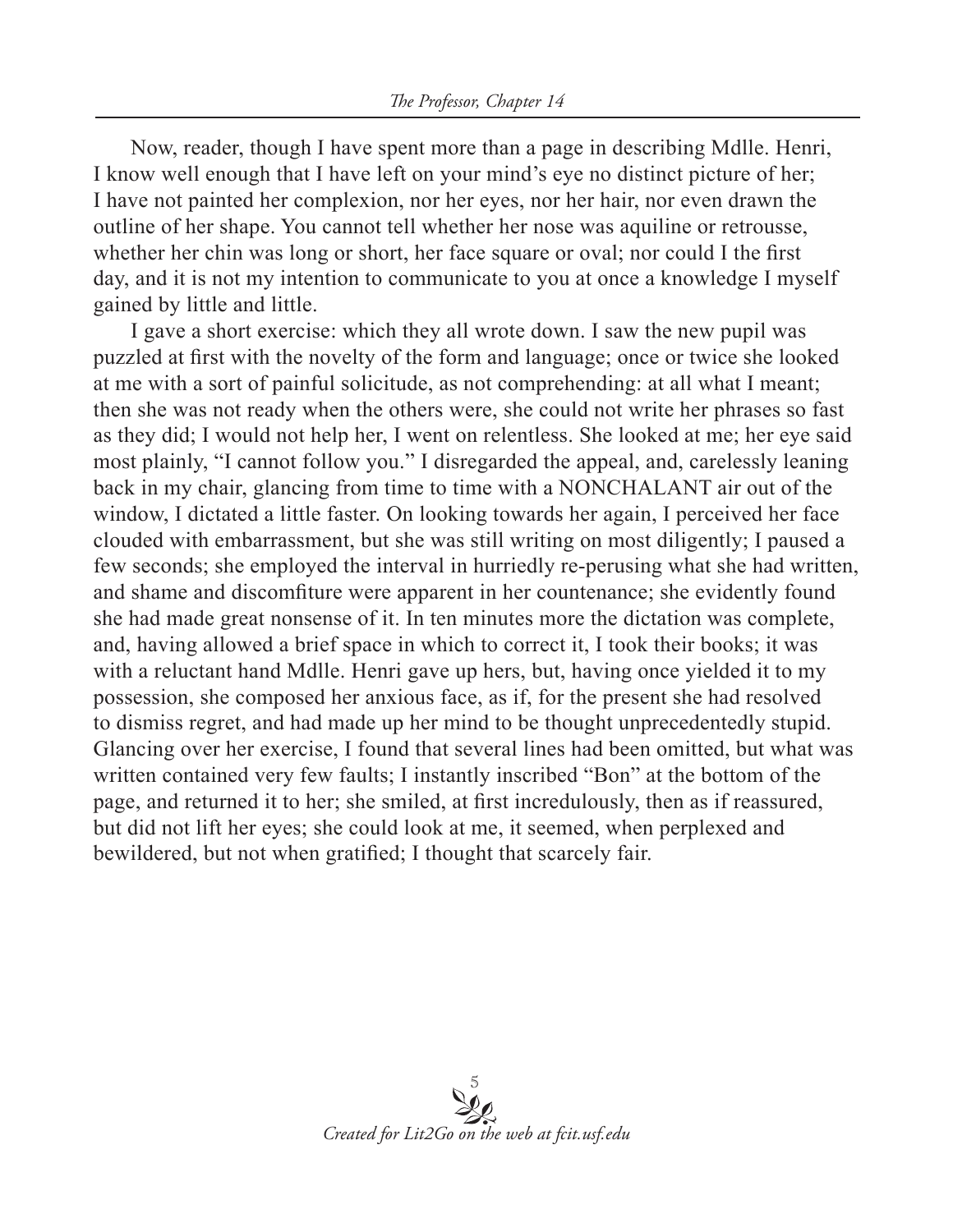Now, reader, though I have spent more than a page in describing Mdlle. Henri, I know well enough that I have left on your mind's eye no distinct picture of her; I have not painted her complexion, nor her eyes, nor her hair, nor even drawn the outline of her shape. You cannot tell whether her nose was aquiline or retrousse, whether her chin was long or short, her face square or oval; nor could I the first day, and it is not my intention to communicate to you at once a knowledge I myself gained by little and little.

I gave a short exercise: which they all wrote down. I saw the new pupil was puzzled at first with the novelty of the form and language; once or twice she looked at me with a sort of painful solicitude, as not comprehending: at all what I meant; then she was not ready when the others were, she could not write her phrases so fast as they did; I would not help her, I went on relentless. She looked at me; her eye said most plainly, "I cannot follow you." I disregarded the appeal, and, carelessly leaning back in my chair, glancing from time to time with a NONCHALANT air out of the window, I dictated a little faster. On looking towards her again, I perceived her face clouded with embarrassment, but she was still writing on most diligently; I paused a few seconds; she employed the interval in hurriedly re-perusing what she had written, and shame and discomfiture were apparent in her countenance; she evidently found she had made great nonsense of it. In ten minutes more the dictation was complete, and, having allowed a brief space in which to correct it, I took their books; it was with a reluctant hand Mdlle. Henri gave up hers, but, having once yielded it to my possession, she composed her anxious face, as if, for the present she had resolved to dismiss regret, and had made up her mind to be thought unprecedentedly stupid. Glancing over her exercise, I found that several lines had been omitted, but what was written contained very few faults; I instantly inscribed "Bon" at the bottom of the page, and returned it to her; she smiled, at first incredulously, then as if reassured, but did not lift her eyes; she could look at me, it seemed, when perplexed and bewildered, but not when gratified; I thought that scarcely fair.